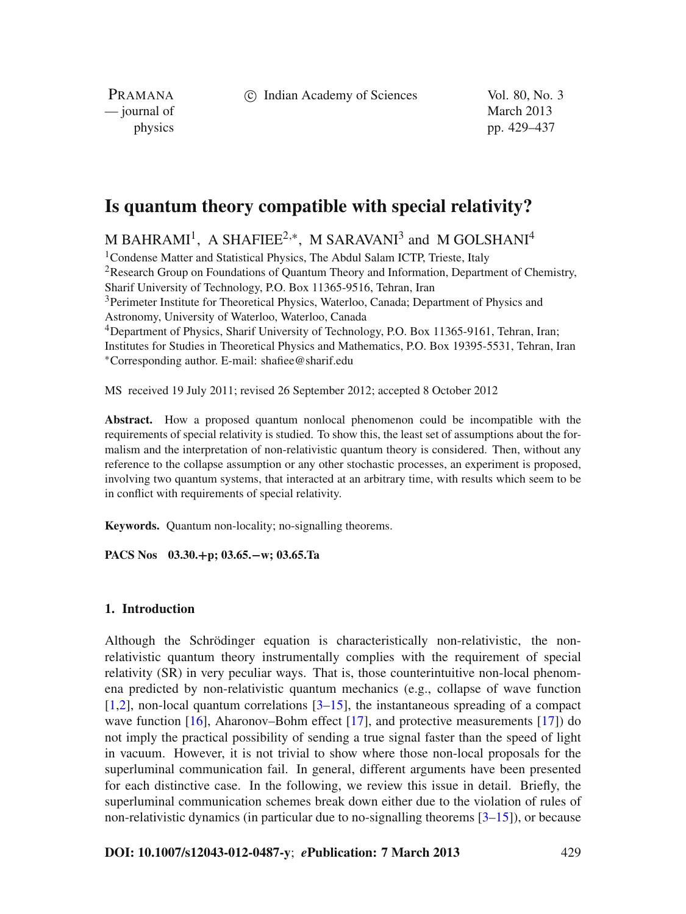# Is quantum theory compatible with special relativity?

M BAHRAMI[1], A SHAFIEE[2,*], M SARAVANI[3] and M GOLSHANI[4]

[1]Condense Matter and Statistical Physics, The Abdul Salam ICTP, Trieste, Italy
[2]Research Group on Foundations of Quantum Theory and Information, Department of Chemistry, Sharif University of Technology, P.O. Box 11365-9516, Tehran, Iran
[3]Perimeter Institute for Theoretical Physics, Waterloo, Canada; Department of Physics and Astronomy, University of Waterloo, Waterloo, Canada
[4]Department of Physics, Sharif University of Technology, P.O. Box 11365-9161, Tehran, Iran; Institutes for Studies in Theoretical Physics and Mathematics, P.O. Box 19395-5531, Tehran, Iran
*Corresponding author. E-mail: shafiee@sharif.edu

MS received 19 July 2011; revised 26 September 2012; accepted 8 October 2012

**Abstract.** How a proposed quantum nonlocal phenomenon could be incompatible with the requirements of special relativity is studied. To show this, the least set of assumptions about the formalism and the interpretation of non-relativistic quantum theory is considered. Then, without any reference to the collapse assumption or any other stochastic processes, an experiment is proposed, involving two quantum systems, that interacted at an arbitrary time, with results which seem to be in conflict with requirements of special relativity.

**Keywords.** Quantum non-locality; no-signalling theorems.

**PACS Nos** 03.30.+p; 03.65.−w; 03.65.Ta

## 1. Introduction

Although the Schrödinger equation is characteristically non-relativistic, the non-relativistic quantum theory instrumentally complies with the requirement of special relativity (SR) in very peculiar ways. That is, those counterintuitive non-local phenomena predicted by non-relativistic quantum mechanics (e.g., collapse of wave function [1,2], non-local quantum correlations [3–15], the instantaneous spreading of a compact wave function [16], Aharonov–Bohm effect [17], and protective measurements [17]) do not imply the practical possibility of sending a true signal faster than the speed of light in vacuum. However, it is not trivial to show where those non-local proposals for the superluminal communication fail. In general, different arguments have been presented for each distinctive case. In the following, we review this issue in detail. Briefly, the superluminal communication schemes break down either due to the violation of rules of non-relativistic dynamics (in particular due to no-signalling theorems [3–15]), or because

DOI: 10.1007/s12043-012-0487-y; *e*Publication: 7 March 2013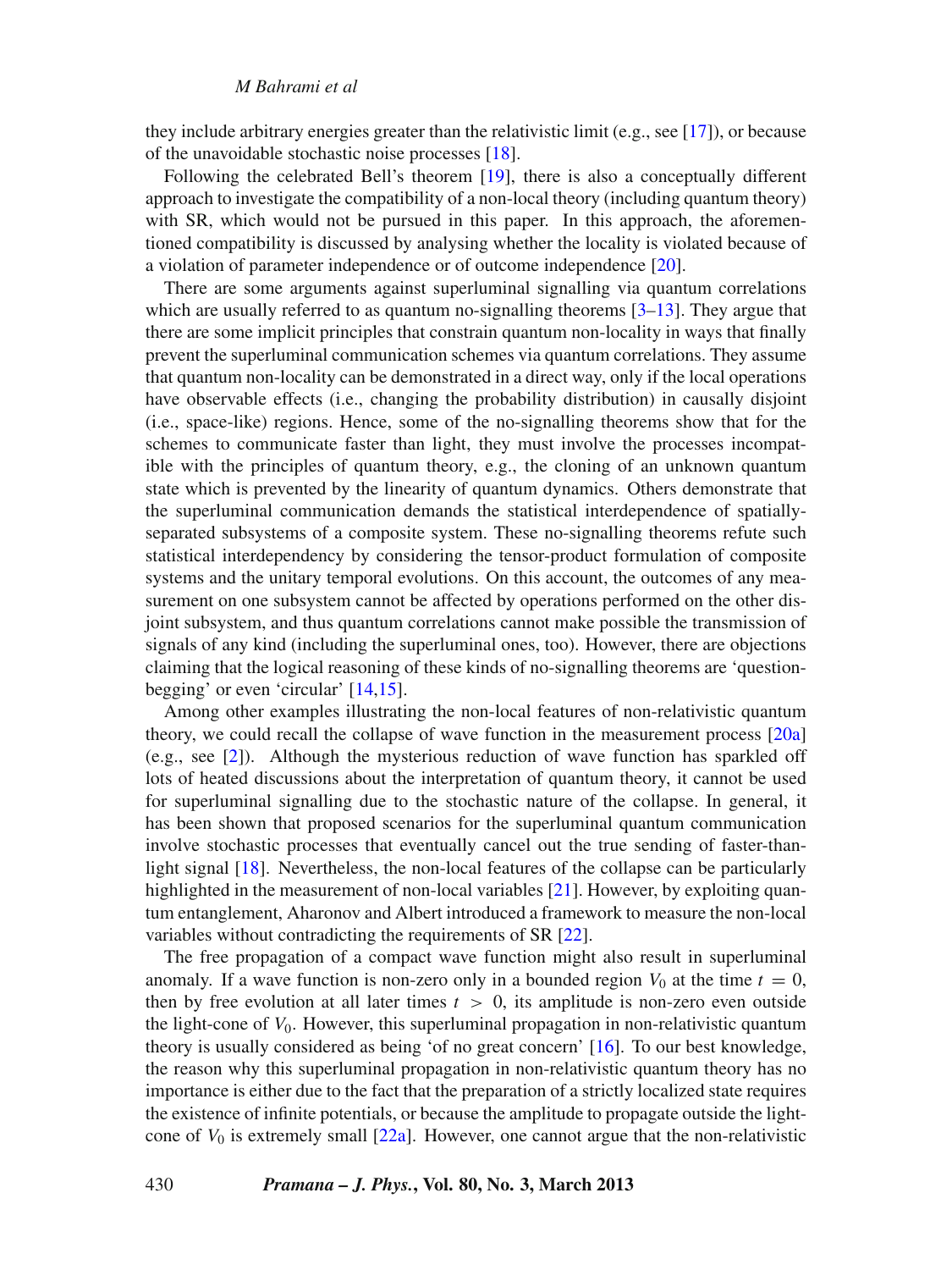they include arbitrary energies greater than the relativistic limit (e.g., see [17]), or because of the unavoidable stochastic noise processes [18].

Following the celebrated Bell's theorem [19], there is also a conceptually different approach to investigate the compatibility of a non-local theory (including quantum theory) with SR, which would not be pursued in this paper. In this approach, the aforementioned compatibility is discussed by analysing whether the locality is violated because of a violation of parameter independence or of outcome independence [20].

There are some arguments against superluminal signalling via quantum correlations which are usually referred to as quantum no-signalling theorems [3–13]. They argue that there are some implicit principles that constrain quantum non-locality in ways that finally prevent the superluminal communication schemes via quantum correlations. They assume that quantum non-locality can be demonstrated in a direct way, only if the local operations have observable effects (i.e., changing the probability distribution) in causally disjoint (i.e., space-like) regions. Hence, some of the no-signalling theorems show that for the schemes to communicate faster than light, they must involve the processes incompatible with the principles of quantum theory, e.g., the cloning of an unknown quantum state which is prevented by the linearity of quantum dynamics. Others demonstrate that the superluminal communication demands the statistical interdependence of spatially-separated subsystems of a composite system. These no-signalling theorems refute such statistical interdependency by considering the tensor-product formulation of composite systems and the unitary temporal evolutions. On this account, the outcomes of any measurement on one subsystem cannot be affected by operations performed on the other disjoint subsystem, and thus quantum correlations cannot make possible the transmission of signals of any kind (including the superluminal ones, too). However, there are objections claiming that the logical reasoning of these kinds of no-signalling theorems are 'question-begging' or even 'circular' [14,15].

Among other examples illustrating the non-local features of non-relativistic quantum theory, we could recall the collapse of wave function in the measurement process [20a] (e.g., see [2]). Although the mysterious reduction of wave function has sparkled off lots of heated discussions about the interpretation of quantum theory, it cannot be used for superluminal signalling due to the stochastic nature of the collapse. In general, it has been shown that proposed scenarios for the superluminal quantum communication involve stochastic processes that eventually cancel out the true sending of faster-than-light signal [18]. Nevertheless, the non-local features of the collapse can be particularly highlighted in the measurement of non-local variables [21]. However, by exploiting quantum entanglement, Aharonov and Albert introduced a framework to measure the non-local variables without contradicting the requirements of SR [22].

The free propagation of a compact wave function might also result in superluminal anomaly. If a wave function is non-zero only in a bounded region $V_0$ at the time $t = 0$, then by free evolution at all later times $t > 0$, its amplitude is non-zero even outside the light-cone of $V_0$. However, this superluminal propagation in non-relativistic quantum theory is usually considered as being 'of no great concern' [16]. To our best knowledge, the reason why this superluminal propagation in non-relativistic quantum theory has no importance is either due to the fact that the preparation of a strictly localized state requires the existence of infinite potentials, or because the amplitude to propagate outside the light-cone of $V_0$ is extremely small [22a]. However, one cannot argue that the non-relativistic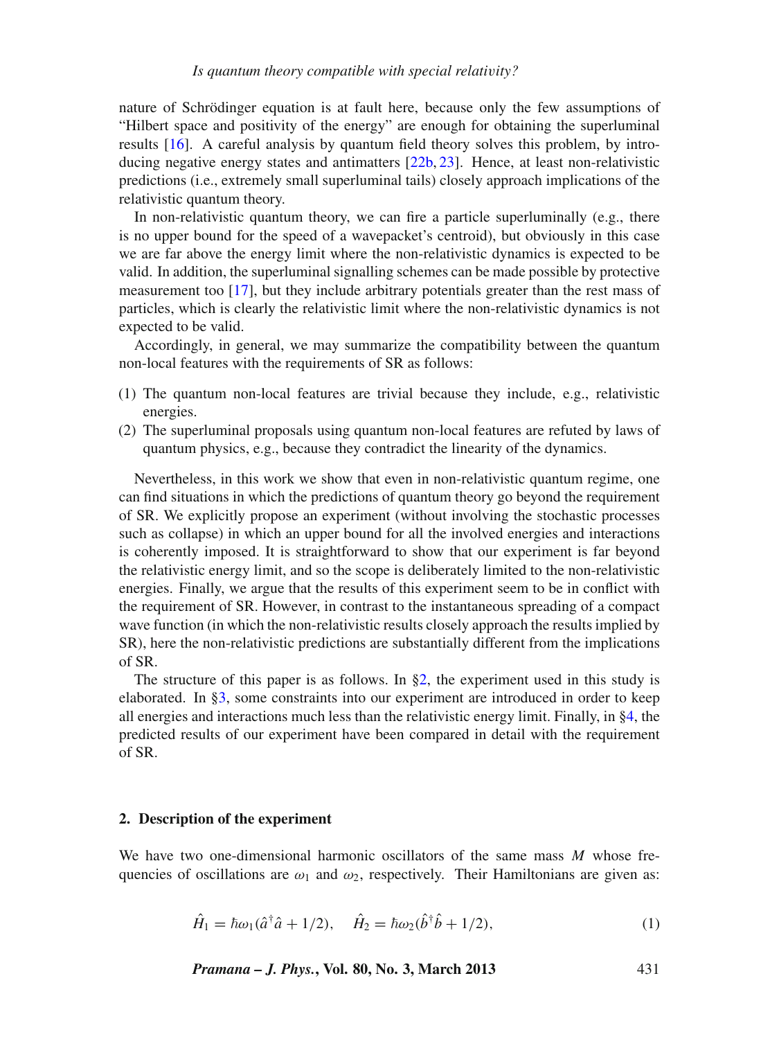nature of Schrödinger equation is at fault here, because only the few assumptions of "Hilbert space and positivity of the energy" are enough for obtaining the superluminal results [16]. A careful analysis by quantum field theory solves this problem, by introducing negative energy states and antimatters [22b, 23]. Hence, at least non-relativistic predictions (i.e., extremely small superluminal tails) closely approach implications of the relativistic quantum theory.

In non-relativistic quantum theory, we can fire a particle superluminally (e.g., there is no upper bound for the speed of a wavepacket's centroid), but obviously in this case we are far above the energy limit where the non-relativistic dynamics is expected to be valid. In addition, the superluminal signalling schemes can be made possible by protective measurement too [17], but they include arbitrary potentials greater than the rest mass of particles, which is clearly the relativistic limit where the non-relativistic dynamics is not expected to be valid.

Accordingly, in general, we may summarize the compatibility between the quantum non-local features with the requirements of SR as follows:

(1) The quantum non-local features are trivial because they include, e.g., relativistic energies.
(2) The superluminal proposals using quantum non-local features are refuted by laws of quantum physics, e.g., because they contradict the linearity of the dynamics.

Nevertheless, in this work we show that even in non-relativistic quantum regime, one can find situations in which the predictions of quantum theory go beyond the requirement of SR. We explicitly propose an experiment (without involving the stochastic processes such as collapse) in which an upper bound for all the involved energies and interactions is coherently imposed. It is straightforward to show that our experiment is far beyond the relativistic energy limit, and so the scope is deliberately limited to the non-relativistic energies. Finally, we argue that the results of this experiment seem to be in conflict with the requirement of SR. However, in contrast to the instantaneous spreading of a compact wave function (in which the non-relativistic results closely approach the results implied by SR), here the non-relativistic predictions are substantially different from the implications of SR.

The structure of this paper is as follows. In §2, the experiment used in this study is elaborated. In §3, some constraints into our experiment are introduced in order to keep all energies and interactions much less than the relativistic energy limit. Finally, in §4, the predicted results of our experiment have been compared in detail with the requirement of SR.

## 2. Description of the experiment

We have two one-dimensional harmonic oscillators of the same mass $M$ whose frequencies of oscillations are $\omega_1$ and $\omega_2$, respectively. Their Hamiltonians are given as:

$$\hat{H}_1 = \hbar\omega_1(\hat{a}^\dagger\hat{a} + 1/2), \quad \hat{H}_2 = \hbar\omega_2(\hat{b}^\dagger\hat{b} + 1/2), \tag{1}$$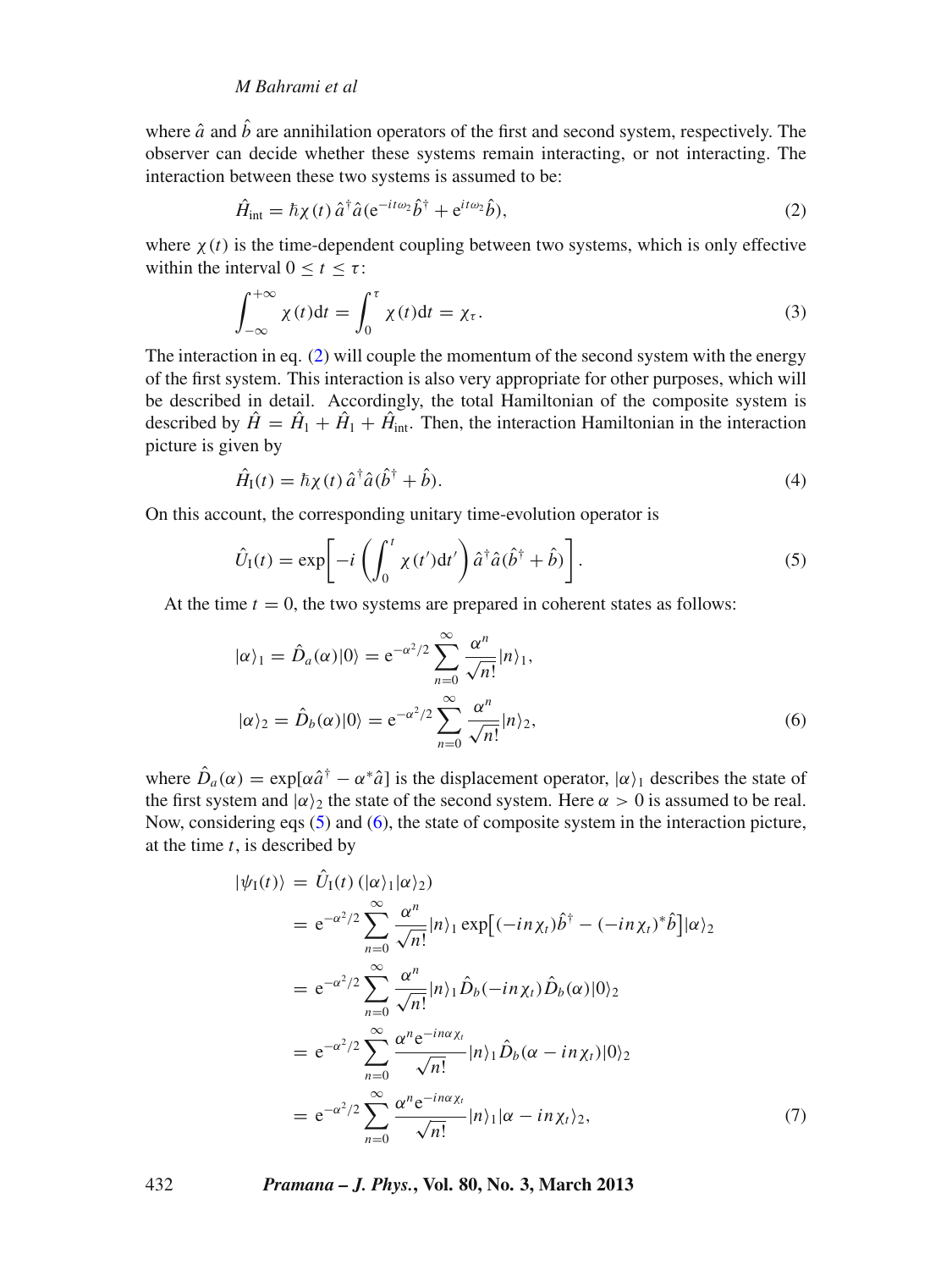where $\hat{a}$ and $\hat{b}$ are annihilation operators of the first and second system, respectively. The observer can decide whether these systems remain interacting, or not interacting. The interaction between these two systems is assumed to be:

$$\hat{H}_{\text{int}} = \hbar\chi(t)\,\hat{a}^{\dagger}\hat{a}(\mathrm{e}^{-it\omega_2}\hat{b}^{\dagger} + \mathrm{e}^{it\omega_2}\hat{b}), \tag{2}$$

where $\chi(t)$ is the time-dependent coupling between two systems, which is only effective within the interval $0 \leq t \leq \tau$:

$$\int_{-\infty}^{+\infty} \chi(t)\mathrm{d}t = \int_{0}^{\tau} \chi(t)\mathrm{d}t = \chi_{\tau}. \tag{3}$$

The interaction in eq. (2) will couple the momentum of the second system with the energy of the first system. This interaction is also very appropriate for other purposes, which will be described in detail. Accordingly, the total Hamiltonian of the composite system is described by $\hat{H} = \hat{H}_1 + \hat{H}_1 + \hat{H}_{\text{int}}$. Then, the interaction Hamiltonian in the interaction picture is given by

$$\hat{H}_{\text{I}}(t) = \hbar\chi(t)\,\hat{a}^{\dagger}\hat{a}(\hat{b}^{\dagger} + \hat{b}). \tag{4}$$

On this account, the corresponding unitary time-evolution operator is

$$\hat{U}_{\text{I}}(t) = \exp\left[-i\left(\int_{0}^{t}\chi(t')\mathrm{d}t'\right)\hat{a}^{\dagger}\hat{a}(\hat{b}^{\dagger} + \hat{b})\right]. \tag{5}$$

At the time $t = 0$, the two systems are prepared in coherent states as follows:

$$\begin{aligned}
|\alpha\rangle_1 &= \hat{D}_a(\alpha)|0\rangle = \mathrm{e}^{-\alpha^2/2}\sum_{n=0}^{\infty}\frac{\alpha^n}{\sqrt{n!}}|n\rangle_1, \\
|\alpha\rangle_2 &= \hat{D}_b(\alpha)|0\rangle = \mathrm{e}^{-\alpha^2/2}\sum_{n=0}^{\infty}\frac{\alpha^n}{\sqrt{n!}}|n\rangle_2,
\end{aligned} \tag{6}$$

where $\hat{D}_a(\alpha) = \exp[\alpha\hat{a}^{\dagger} - \alpha^*\hat{a}]$ is the displacement operator, $|\alpha\rangle_1$ describes the state of the first system and $|\alpha\rangle_2$ the state of the second system. Here $\alpha > 0$ is assumed to be real. Now, considering eqs (5) and (6), the state of composite system in the interaction picture, at the time $t$, is described by

$$\begin{aligned}
|\psi_{\text{I}}(t)\rangle &= \hat{U}_{\text{I}}(t)\,(|\alpha\rangle_1|\alpha\rangle_2) \\
&= \mathrm{e}^{-\alpha^2/2}\sum_{n=0}^{\infty}\frac{\alpha^n}{\sqrt{n!}}|n\rangle_1\exp\big[(-in\chi_t)\hat{b}^{\dagger} - (-in\chi_t)^*\hat{b}\big]|\alpha\rangle_2 \\
&= \mathrm{e}^{-\alpha^2/2}\sum_{n=0}^{\infty}\frac{\alpha^n}{\sqrt{n!}}|n\rangle_1\hat{D}_b(-in\chi_t)\hat{D}_b(\alpha)|0\rangle_2 \\
&= \mathrm{e}^{-\alpha^2/2}\sum_{n=0}^{\infty}\frac{\alpha^n\mathrm{e}^{-in\alpha\chi_t}}{\sqrt{n!}}|n\rangle_1\hat{D}_b(\alpha - in\chi_t)|0\rangle_2 \\
&= \mathrm{e}^{-\alpha^2/2}\sum_{n=0}^{\infty}\frac{\alpha^n\mathrm{e}^{-in\alpha\chi_t}}{\sqrt{n!}}|n\rangle_1|\alpha - in\chi_t\rangle_2,
\end{aligned} \tag{7}$$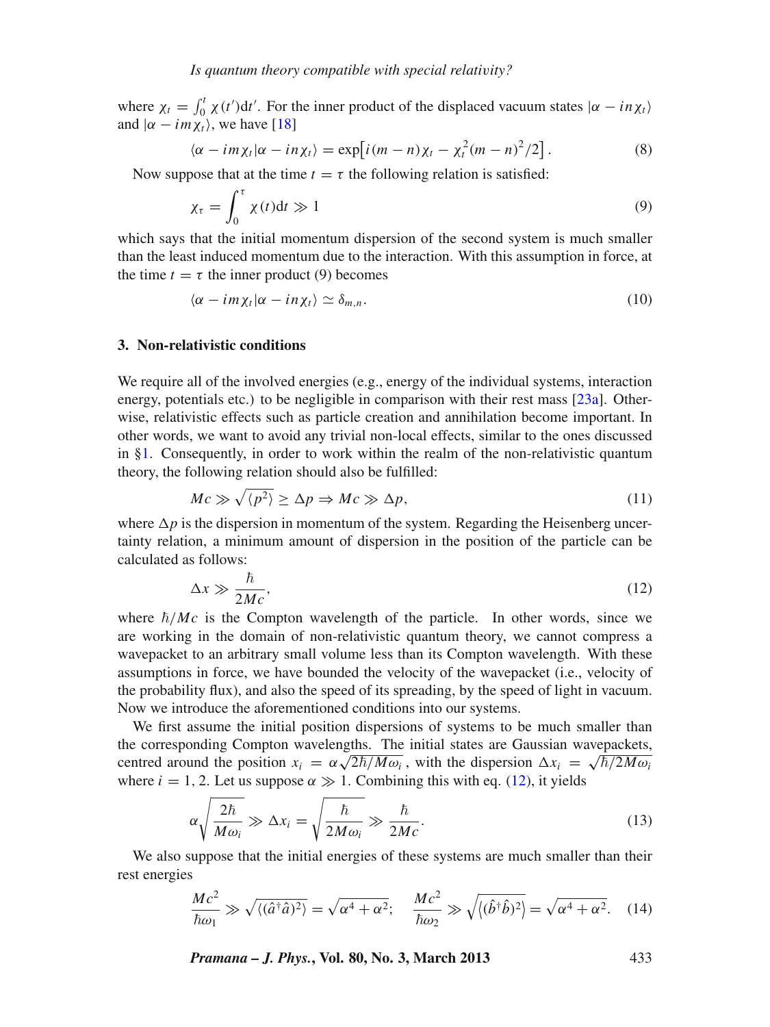where $\chi_t = \int_0^t \chi(t')\mathrm{d}t'$. For the inner product of the displaced vacuum states $|\alpha - in\chi_t\rangle$ and $|\alpha - im\chi_t\rangle$, we have [18]

$$\langle \alpha - im\chi_t | \alpha - in\chi_t \rangle = \exp\left[i(m-n)\chi_t - \chi_t^2 (m-n)^2/2\right]. \tag{8}$$

Now suppose that at the time $t = \tau$ the following relation is satisfied:

$$\chi_\tau = \int_0^\tau \chi(t)\mathrm{d}t \gg 1 \tag{9}$$

which says that the initial momentum dispersion of the second system is much smaller than the least induced momentum due to the interaction. With this assumption in force, at the time $t = \tau$ the inner product (9) becomes

$$\langle \alpha - im\chi_t | \alpha - in\chi_t \rangle \simeq \delta_{m,n}. \tag{10}$$

### 3. Non-relativistic conditions

We require all of the involved energies (e.g., energy of the individual systems, interaction energy, potentials etc.) to be negligible in comparison with their rest mass [23a]. Otherwise, relativistic effects such as particle creation and annihilation become important. In other words, we want to avoid any trivial non-local effects, similar to the ones discussed in §1. Consequently, in order to work within the realm of the non-relativistic quantum theory, the following relation should also be fulfilled:

$$Mc \gg \sqrt{\langle p^2 \rangle} \geq \Delta p \Rightarrow Mc \gg \Delta p, \tag{11}$$

where $\Delta p$ is the dispersion in momentum of the system. Regarding the Heisenberg uncertainty relation, a minimum amount of dispersion in the position of the particle can be calculated as follows:

$$\Delta x \gg \frac{\hbar}{2Mc}, \tag{12}$$

where $\hbar/Mc$ is the Compton wavelength of the particle. In other words, since we are working in the domain of non-relativistic quantum theory, we cannot compress a wavepacket to an arbitrary small volume less than its Compton wavelength. With these assumptions in force, we have bounded the velocity of the wavepacket (i.e., velocity of the probability flux), and also the speed of its spreading, by the speed of light in vacuum. Now we introduce the aforementioned conditions into our systems.

We first assume the initial position dispersions of systems to be much smaller than the corresponding Compton wavelengths. The initial states are Gaussian wavepackets, centred around the position $x_i = \alpha\sqrt{2\hbar/M\omega_i}$, with the dispersion $\Delta x_i = \sqrt{\hbar/2M\omega_i}$ where $i = 1, 2$. Let us suppose $\alpha \gg 1$. Combining this with eq. (12), it yields

$$\alpha\sqrt{\frac{2\hbar}{M\omega_i}} \gg \Delta x_i = \sqrt{\frac{\hbar}{2M\omega_i}} \gg \frac{\hbar}{2Mc}. \tag{13}$$

We also suppose that the initial energies of these systems are much smaller than their rest energies

$$\frac{Mc^2}{\hbar\omega_1} \gg \sqrt{\langle(\hat{a}^\dagger\hat{a})^2\rangle} = \sqrt{\alpha^4 + \alpha^2}; \quad \frac{Mc^2}{\hbar\omega_2} \gg \sqrt{\langle(\hat{b}^\dagger\hat{b})^2\rangle} = \sqrt{\alpha^4 + \alpha^2}. \tag{14}$$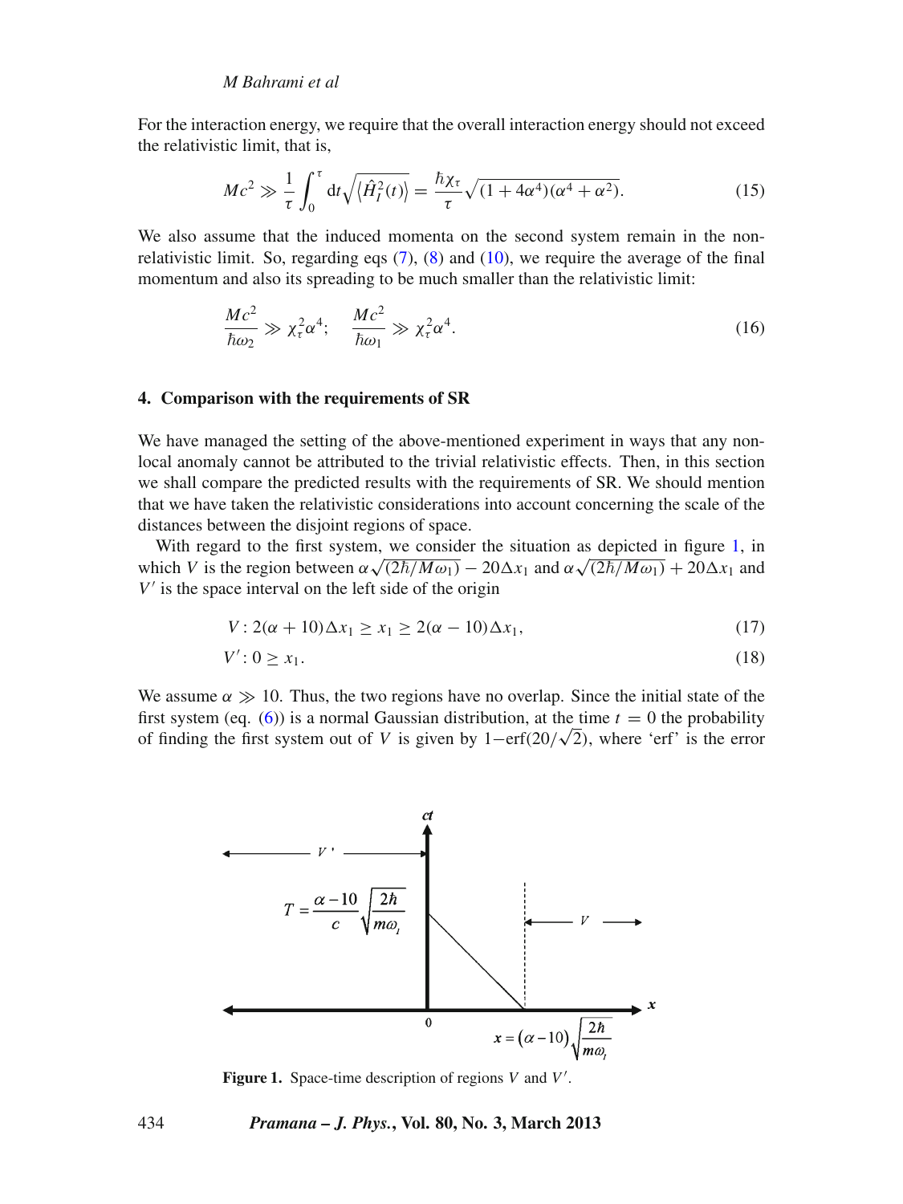For the interaction energy, we require that the overall interaction energy should not exceed the relativistic limit, that is,

$$Mc^2 \gg \frac{1}{\tau}\int_0^\tau \mathrm{d}t\sqrt{\left\langle \hat{H}_I^2(t)\right\rangle} = \frac{\hbar\chi_\tau}{\tau}\sqrt{(1+4\alpha^4)(\alpha^4+\alpha^2)}. \tag{15}$$

We also assume that the induced momenta on the second system remain in the non-relativistic limit. So, regarding eqs (7), (8) and (10), we require the average of the final momentum and also its spreading to be much smaller than the relativistic limit:

$$\frac{Mc^2}{\hbar\omega_2} \gg \chi_\tau^2\alpha^4; \quad \frac{Mc^2}{\hbar\omega_1} \gg \chi_\tau^2\alpha^4. \tag{16}$$

## 4. Comparison with the requirements of SR

We have managed the setting of the above-mentioned experiment in ways that any non-local anomaly cannot be attributed to the trivial relativistic effects. Then, in this section we shall compare the predicted results with the requirements of SR. We should mention that we have taken the relativistic considerations into account concerning the scale of the distances between the disjoint regions of space.

With regard to the first system, we consider the situation as depicted in figure 1, in which $V$ is the region between $\alpha\sqrt{(2\hbar/M\omega_1)} - 20\Delta x_1$ and $\alpha\sqrt{(2\hbar/M\omega_1)} + 20\Delta x_1$ and $V'$ is the space interval on the left side of the origin

$$V: 2(\alpha+10)\Delta x_1 \geq x_1 \geq 2(\alpha-10)\Delta x_1, \tag{17}$$

$$V': 0 \geq x_1. \tag{18}$$

We assume $\alpha \gg 10$. Thus, the two regions have no overlap. Since the initial state of the first system (eq. (6)) is a normal Gaussian distribution, at the time $t = 0$ the probability of finding the first system out of $V$ is given by $1-\mathrm{erf}(20/\sqrt{2})$, where 'erf' is the error

**Figure 1.** Space-time description of regions $V$ and $V'$.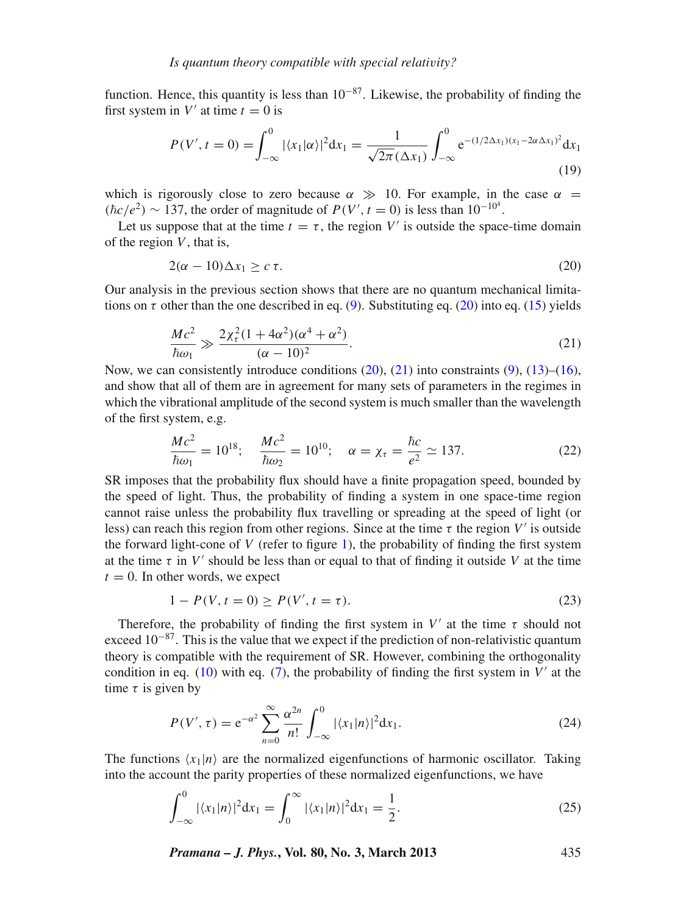function. Hence, this quantity is less than $10^{-87}$. Likewise, the probability of finding the first system in $V'$ at time $t = 0$ is

$$P(V', t = 0) = \int_{-\infty}^{0} |\langle x_1|\alpha\rangle|^2 \mathrm{d}x_1 = \frac{1}{\sqrt{2\pi}(\Delta x_1)} \int_{-\infty}^{0} \mathrm{e}^{-(1/2\Delta x_1)(x_1 - 2\alpha\Delta x_1)^2} \mathrm{d}x_1 \tag{19}$$

which is rigorously close to zero because $\alpha \gg 10$. For example, in the case $\alpha = (\hbar c/e^2) \sim 137$, the order of magnitude of $P(V', t = 0)$ is less than $10^{-10^4}$.

Let us suppose that at the time $t = \tau$, the region $V'$ is outside the space-time domain of the region $V$, that is,

$$2(\alpha - 10)\Delta x_1 \geq c\,\tau. \tag{20}$$

Our analysis in the previous section shows that there are no quantum mechanical limitations on $\tau$ other than the one described in eq. (9). Substituting eq. (20) into eq. (15) yields

$$\frac{Mc^2}{\hbar\omega_1} \gg \frac{2\chi_\tau^2(1 + 4\alpha^2)(\alpha^4 + \alpha^2)}{(\alpha - 10)^2}. \tag{21}$$

Now, we can consistently introduce conditions (20), (21) into constraints (9), (13)–(16), and show that all of them are in agreement for many sets of parameters in the regimes in which the vibrational amplitude of the second system is much smaller than the wavelength of the first system, e.g.

$$\frac{Mc^2}{\hbar\omega_1} = 10^{18}; \quad \frac{Mc^2}{\hbar\omega_2} = 10^{10}; \quad \alpha = \chi_\tau = \frac{\hbar c}{e^2} \simeq 137. \tag{22}$$

SR imposes that the probability flux should have a finite propagation speed, bounded by the speed of light. Thus, the probability of finding a system in one space-time region cannot raise unless the probability flux travelling or spreading at the speed of light (or less) can reach this region from other regions. Since at the time $\tau$ the region $V'$ is outside the forward light-cone of $V$ (refer to figure 1), the probability of finding the first system at the time $\tau$ in $V'$ should be less than or equal to that of finding it outside $V$ at the time $t = 0$. In other words, we expect

$$1 - P(V, t = 0) \geq P(V', t = \tau). \tag{23}$$

Therefore, the probability of finding the first system in $V'$ at the time $\tau$ should not exceed $10^{-87}$. This is the value that we expect if the prediction of non-relativistic quantum theory is compatible with the requirement of SR. However, combining the orthogonality condition in eq. (10) with eq. (7), the probability of finding the first system in $V'$ at the time $\tau$ is given by

$$P(V', \tau) = \mathrm{e}^{-\alpha^2} \sum_{n=0}^{\infty} \frac{\alpha^{2n}}{n!} \int_{-\infty}^{0} |\langle x_1|n\rangle|^2 \mathrm{d}x_1. \tag{24}$$

The functions $\langle x_1|n\rangle$ are the normalized eigenfunctions of harmonic oscillator. Taking into the account the parity properties of these normalized eigenfunctions, we have

$$\int_{-\infty}^{0} |\langle x_1|n\rangle|^2 \mathrm{d}x_1 = \int_{0}^{\infty} |\langle x_1|n\rangle|^2 \mathrm{d}x_1 = \frac{1}{2}. \tag{25}$$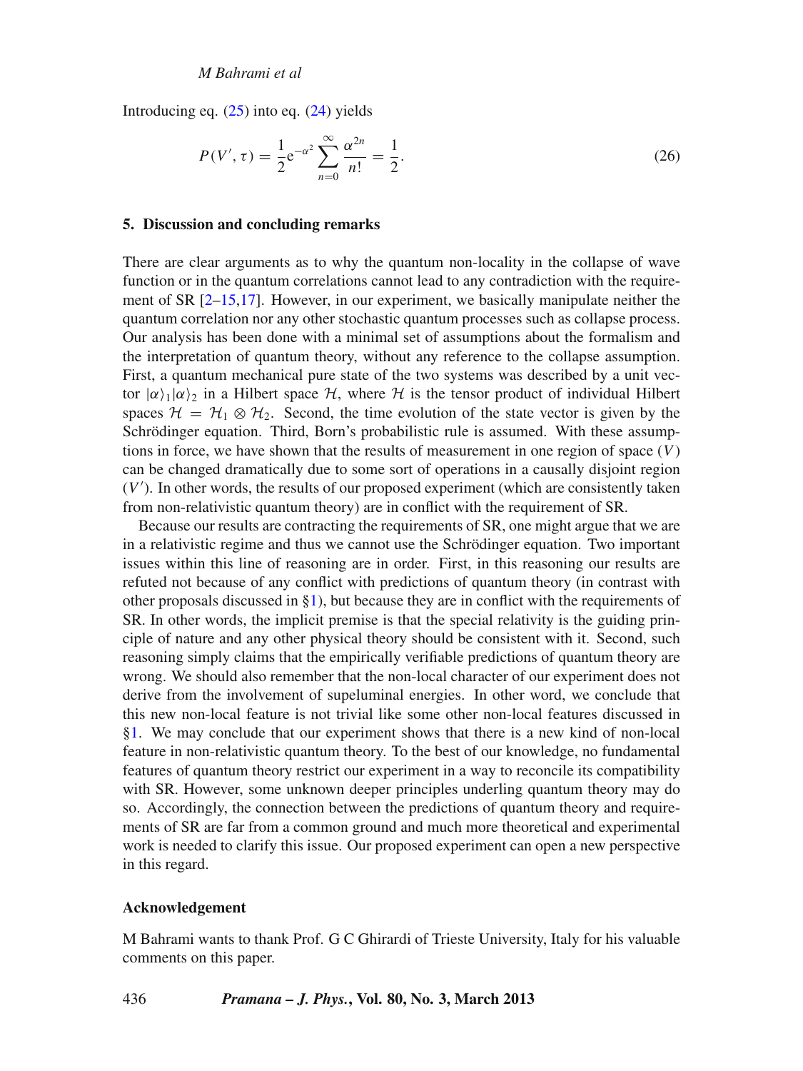Introducing eq. (25) into eq. (24) yields

$$P(V', \tau) = \frac{1}{2}\mathrm{e}^{-\alpha^2}\sum_{n=0}^{\infty}\frac{\alpha^{2n}}{n!} = \frac{1}{2}. \tag{26}$$

## 5. Discussion and concluding remarks

There are clear arguments as to why the quantum non-locality in the collapse of wave function or in the quantum correlations cannot lead to any contradiction with the requirement of SR [2–15,17]. However, in our experiment, we basically manipulate neither the quantum correlation nor any other stochastic quantum processes such as collapse process. Our analysis has been done with a minimal set of assumptions about the formalism and the interpretation of quantum theory, without any reference to the collapse assumption. First, a quantum mechanical pure state of the two systems was described by a unit vector $|\alpha\rangle_1|\alpha\rangle_2$ in a Hilbert space $\mathcal{H}$, where $\mathcal{H}$ is the tensor product of individual Hilbert spaces $\mathcal{H} = \mathcal{H}_1 \otimes \mathcal{H}_2$. Second, the time evolution of the state vector is given by the Schrödinger equation. Third, Born's probabilistic rule is assumed. With these assumptions in force, we have shown that the results of measurement in one region of space ($V$) can be changed dramatically due to some sort of operations in a causally disjoint region ($V'$). In other words, the results of our proposed experiment (which are consistently taken from non-relativistic quantum theory) are in conflict with the requirement of SR.

Because our results are contracting the requirements of SR, one might argue that we are in a relativistic regime and thus we cannot use the Schrödinger equation. Two important issues within this line of reasoning are in order. First, in this reasoning our results are refuted not because of any conflict with predictions of quantum theory (in contrast with other proposals discussed in §1), but because they are in conflict with the requirements of SR. In other words, the implicit premise is that the special relativity is the guiding principle of nature and any other physical theory should be consistent with it. Second, such reasoning simply claims that the empirically verifiable predictions of quantum theory are wrong. We should also remember that the non-local character of our experiment does not derive from the involvement of supeluminal energies. In other word, we conclude that this new non-local feature is not trivial like some other non-local features discussed in §1. We may conclude that our experiment shows that there is a new kind of non-local feature in non-relativistic quantum theory. To the best of our knowledge, no fundamental features of quantum theory restrict our experiment in a way to reconcile its compatibility with SR. However, some unknown deeper principles underling quantum theory may do so. Accordingly, the connection between the predictions of quantum theory and requirements of SR are far from a common ground and much more theoretical and experimental work is needed to clarify this issue. Our proposed experiment can open a new perspective in this regard.

### Acknowledgement

M Bahrami wants to thank Prof. G C Ghirardi of Trieste University, Italy for his valuable comments on this paper.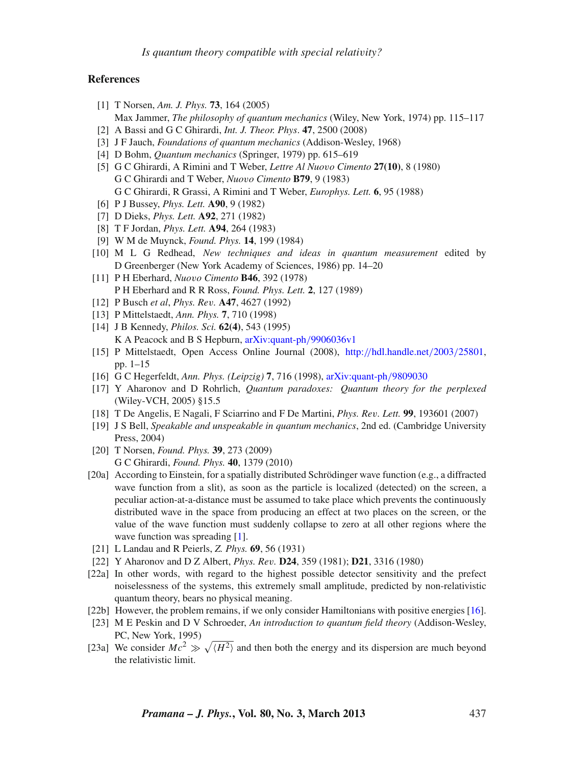## References

[1] T Norsen, *Am. J. Phys.* **73**, 164 (2005)
Max Jammer, *The philosophy of quantum mechanics* (Wiley, New York, 1974) pp. 115–117

[2] A Bassi and G C Ghirardi, *Int. J. Theor. Phys.* **47**, 2500 (2008)

[3] J F Jauch, *Foundations of quantum mechanics* (Addison-Wesley, 1968)

[4] D Bohm, *Quantum mechanics* (Springer, 1979) pp. 615–619

[5] G C Ghirardi, A Rimini and T Weber, *Lettre Al Nuovo Cimento* **27(10)**, 8 (1980)
G C Ghirardi and T Weber, *Nuovo Cimento* **B79**, 9 (1983)
G C Ghirardi, R Grassi, A Rimini and T Weber, *Europhys. Lett.* **6**, 95 (1988)

[6] P J Bussey, *Phys. Lett.* **A90**, 9 (1982)

[7] D Dieks, *Phys. Lett.* **A92**, 271 (1982)

[8] T F Jordan, *Phys. Lett.* **A94**, 264 (1983)

[9] W M de Muynck, *Found. Phys.* **14**, 199 (1984)

[10] M L G Redhead, *New techniques and ideas in quantum measurement* edited by D Greenberger (New York Academy of Sciences, 1986) pp. 14–20

[11] P H Eberhard, *Nuovo Cimento* **B46**, 392 (1978)
P H Eberhard and R R Ross, *Found. Phys. Lett.* **2**, 127 (1989)

[12] P Busch *et al*, *Phys. Rev.* **A47**, 4627 (1992)

[13] P Mittelstaedt, *Ann. Phys.* **7**, 710 (1998)

[14] J B Kennedy, *Philos. Sci.* **62(4)**, 543 (1995)
K A Peacock and B S Hepburn, arXiv:quant-ph/9906036v1

[15] P Mittelstaedt, Open Access Online Journal (2008), http://hdl.handle.net/2003/25801, pp. 1–15

[16] G C Hegerfeldt, *Ann. Phys. (Leipzig)* **7**, 716 (1998), arXiv:quant-ph/9809030

[17] Y Aharonov and D Rohrlich, *Quantum paradoxes: Quantum theory for the perplexed* (Wiley-VCH, 2005) §15.5

[18] T De Angelis, E Nagali, F Sciarrino and F De Martini, *Phys. Rev. Lett.* **99**, 193601 (2007)

[19] J S Bell, *Speakable and unspeakable in quantum mechanics*, 2nd ed. (Cambridge University Press, 2004)

[20] T Norsen, *Found. Phys.* **39**, 273 (2009)
G C Ghirardi, *Found. Phys.* **40**, 1379 (2010)

[20a] According to Einstein, for a spatially distributed Schrödinger wave function (e.g., a diffracted wave function from a slit), as soon as the particle is localized (detected) on the screen, a peculiar action-at-a-distance must be assumed to take place which prevents the continuously distributed wave in the space from producing an effect at two places on the screen, or the value of the wave function must suddenly collapse to zero at all other regions where the wave function was spreading [1].

[21] L Landau and R Peierls, *Z. Phys.* **69**, 56 (1931)

[22] Y Aharonov and D Z Albert, *Phys. Rev.* **D24**, 359 (1981); **D21**, 3316 (1980)

[22a] In other words, with regard to the highest possible detector sensitivity and the prefect noiselessness of the systems, this extremely small amplitude, predicted by non-relativistic quantum theory, bears no physical meaning.

[22b] However, the problem remains, if we only consider Hamiltonians with positive energies [16].

[23] M E Peskin and D V Schroeder, *An introduction to quantum field theory* (Addison-Wesley, PC, New York, 1995)

[23a] We consider $Mc^2 \gg \sqrt{\langle H^2 \rangle}$ and then both the energy and its dispersion are much beyond the relativistic limit.